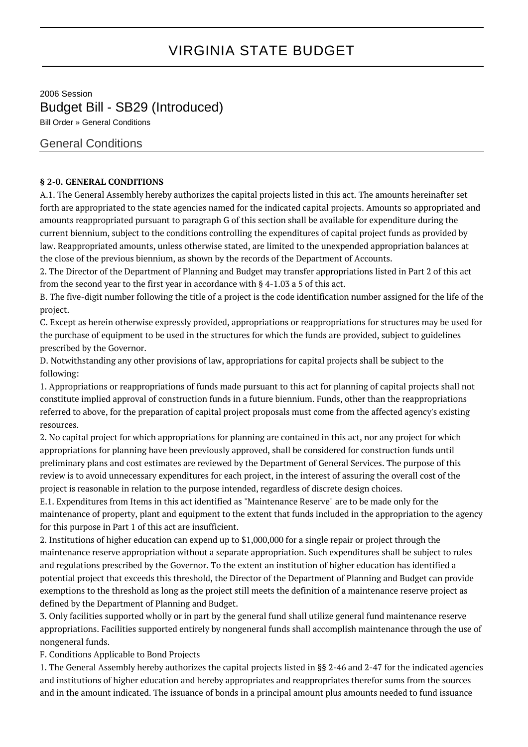# VIRGINIA STATE BUDGET

2006 Session

## Budget Bill - SB29 (Introduced)

Bill Order » General Conditions

## General Conditions

**§ 2-0. GENERAL CONDITIONS**

A.1. The General Assembly hereby authorizes the capital projects listed in this act. The amounts hereinafter set forth are appropriated to the state agencies named for the indicated capital projects. Amounts so appropriated and amounts reappropriated pursuant to paragraph G of this section shall be available for expenditure during the current biennium, subject to the conditions controlling the expenditures of capital project funds as provided by law. Reappropriated amounts, unless otherwise stated, are limited to the unexpended appropriation balances at the close of the previous biennium, as shown by the records of the Department of Accounts.

2. The Director of the Department of Planning and Budget may transfer appropriations listed in Part 2 of this act from the second year to the first year in accordance with § 4-1.03 a 5 of this act.

B. The five-digit number following the title of a project is the code identification number assigned for the life of the project.

C. Except as herein otherwise expressly provided, appropriations or reappropriations for structures may be used for the purchase of equipment to be used in the structures for which the funds are provided, subject to guidelines prescribed by the Governor.

D. Notwithstanding any other provisions of law, appropriations for capital projects shall be subject to the following:

1. Appropriations or reappropriations of funds made pursuant to this act for planning of capital projects shall not constitute implied approval of construction funds in a future biennium. Funds, other than the reappropriations referred to above, for the preparation of capital project proposals must come from the affected agency's existing resources.

2. No capital project for which appropriations for planning are contained in this act, nor any project for which appropriations for planning have been previously approved, shall be considered for construction funds until preliminary plans and cost estimates are reviewed by the Department of General Services. The purpose of this review is to avoid unnecessary expenditures for each project, in the interest of assuring the overall cost of the project is reasonable in relation to the purpose intended, regardless of discrete design choices.

E.1. Expenditures from Items in this act identified as "Maintenance Reserve" are to be made only for the maintenance of property, plant and equipment to the extent that funds included in the appropriation to the agency for this purpose in Part 1 of this act are insufficient.

2. Institutions of higher education can expend up to $1,000,000 for a single repair or project through the maintenance reserve appropriation without a separate appropriation. Such expenditures shall be subject to rules and regulations prescribed by the Governor. To the extent an institution of higher education has identified a potential project that exceeds this threshold, the Director of the Department of Planning and Budget can provide exemptions to the threshold as long as the project still meets the definition of a maintenance reserve project as defined by the Department of Planning and Budget.

3. Only facilities supported wholly or in part by the general fund shall utilize general fund maintenance reserve appropriations. Facilities supported entirely by nongeneral funds shall accomplish maintenance through the use of nongeneral funds.

F. Conditions Applicable to Bond Projects

1. The General Assembly hereby authorizes the capital projects listed in §§ 2-46 and 2-47 for the indicated agencies and institutions of higher education and hereby appropriates and reappropriates therefor sums from the sources and in the amount indicated. The issuance of bonds in a principal amount plus amounts needed to fund issuance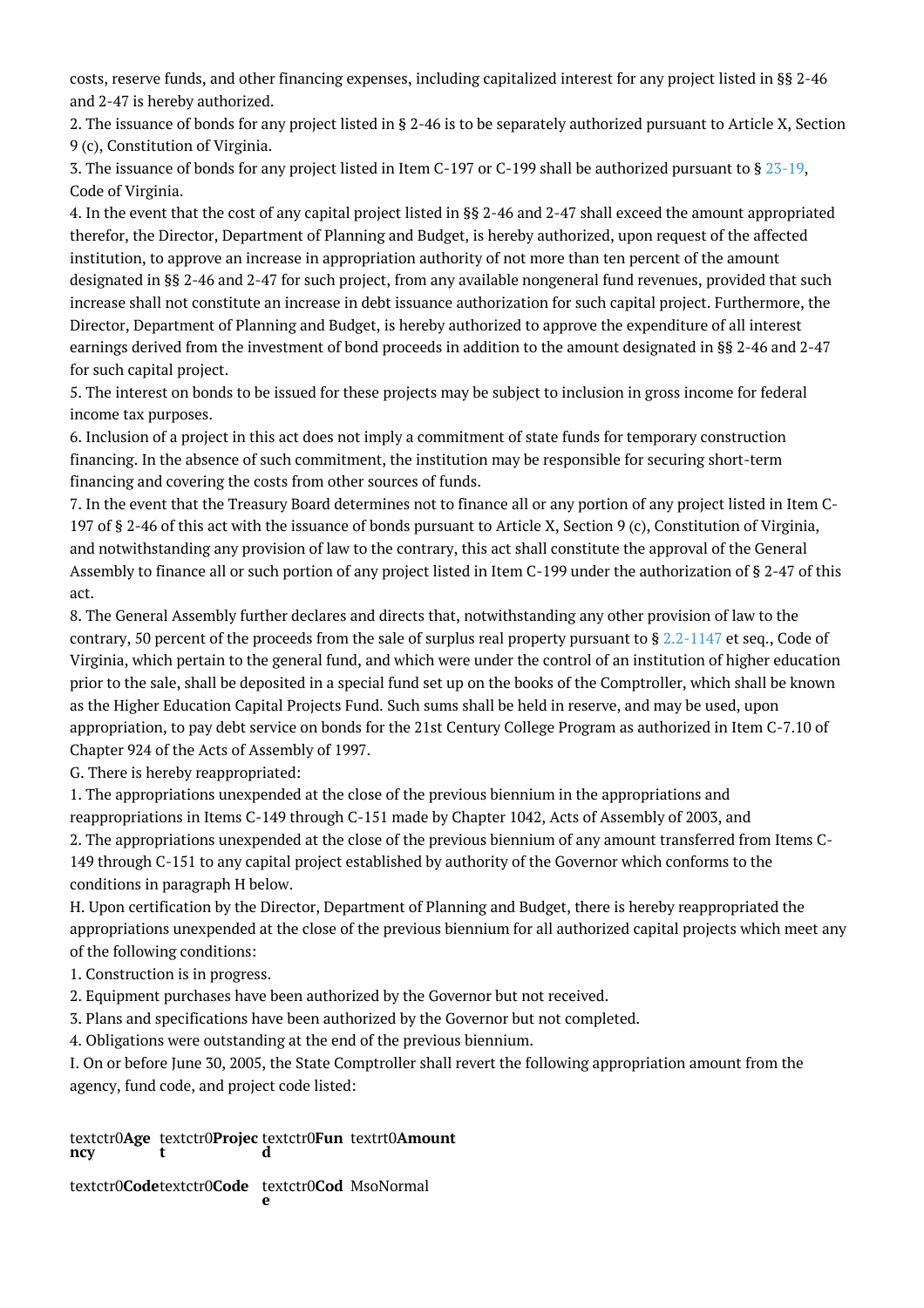costs, reserve funds, and other financing expenses, including capitalized interest for any project listed in §§ 2-46 and 2-47 is hereby authorized.

2. The issuance of bonds for any project listed in § 2-46 is to be separately authorized pursuant to Article X, Section 9 (c), Constitution of Virginia.

3. The issuance of bonds for any project listed in Item C-197 or C-199 shall be authorized pursuant to § 23-19, Code of Virginia.

4. In the event that the cost of any capital project listed in §§ 2-46 and 2-47 shall exceed the amount appropriated therefor, the Director, Department of Planning and Budget, is hereby authorized, upon request of the affected institution, to approve an increase in appropriation authority of not more than ten percent of the amount designated in §§ 2-46 and 2-47 for such project, from any available nongeneral fund revenues, provided that such increase shall not constitute an increase in debt issuance authorization for such capital project. Furthermore, the Director, Department of Planning and Budget, is hereby authorized to approve the expenditure of all interest earnings derived from the investment of bond proceeds in addition to the amount designated in §§ 2-46 and 2-47 for such capital project.

5. The interest on bonds to be issued for these projects may be subject to inclusion in gross income for federal income tax purposes.

6. Inclusion of a project in this act does not imply a commitment of state funds for temporary construction financing. In the absence of such commitment, the institution may be responsible for securing short-term financing and covering the costs from other sources of funds.

7. In the event that the Treasury Board determines not to finance all or any portion of any project listed in Item C-197 of § 2-46 of this act with the issuance of bonds pursuant to Article X, Section 9 (c), Constitution of Virginia, and notwithstanding any provision of law to the contrary, this act shall constitute the approval of the General Assembly to finance all or such portion of any project listed in Item C-199 under the authorization of § 2-47 of this act.

8. The General Assembly further declares and directs that, notwithstanding any other provision of law to the contrary, 50 percent of the proceeds from the sale of surplus real property pursuant to § 2.2-1147 et seq., Code of Virginia, which pertain to the general fund, and which were under the control of an institution of higher education prior to the sale, shall be deposited in a special fund set up on the books of the Comptroller, which shall be known as the Higher Education Capital Projects Fund. Such sums shall be held in reserve, and may be used, upon appropriation, to pay debt service on bonds for the 21st Century College Program as authorized in Item C-7.10 of Chapter 924 of the Acts of Assembly of 1997.

G. There is hereby reappropriated:

1. The appropriations unexpended at the close of the previous biennium in the appropriations and reappropriations in Items C-149 through C-151 made by Chapter 1042, Acts of Assembly of 2003, and

2. The appropriations unexpended at the close of the previous biennium of any amount transferred from Items C-149 through C-151 to any capital project established by authority of the Governor which conforms to the conditions in paragraph H below.

H. Upon certification by the Director, Department of Planning and Budget, there is hereby reappropriated the appropriations unexpended at the close of the previous biennium for all authorized capital projects which meet any of the following conditions:

1. Construction is in progress.

2. Equipment purchases have been authorized by the Governor but not received.

3. Plans and specifications have been authorized by the Governor but not completed.

4. Obligations were outstanding at the end of the previous biennium.

I. On or before June 30, 2005, the State Comptroller shall revert the following appropriation amount from the agency, fund code, and project code listed:

| textctr0**Agency** | textctr0**Project** | textctr0**Fund** | textrt0**Amount** |
|---|---|---|---|
| textctr0**Code** | textctr0**Code** | textctr0**Code** | MsoNormal |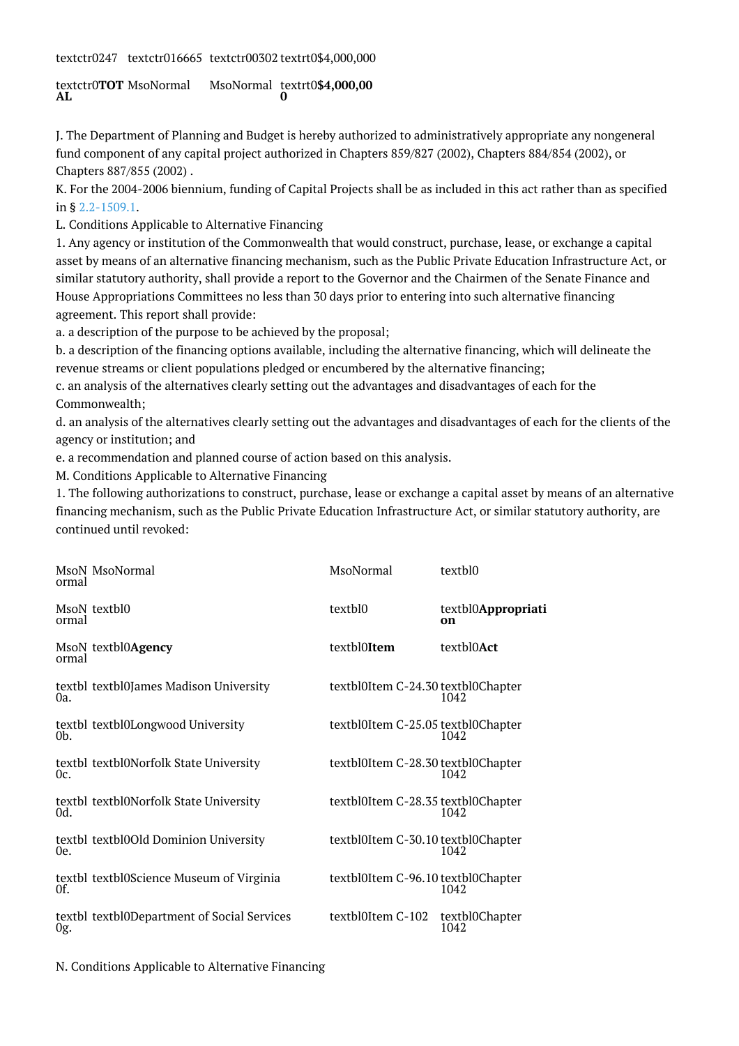| textctr0247 | textctr016665 | textctr00302 | textrt0$4,000,000 |
|---|---|---|---|
| textctr0**TOTAL** | MsoNormal | MsoNormal | textrt0**$4,000,000** |

J. The Department of Planning and Budget is hereby authorized to administratively appropriate any nongeneral fund component of any capital project authorized in Chapters 859/827 (2002), Chapters 884/854 (2002), or Chapters 887/855 (2002) .

K. For the 2004-2006 biennium, funding of Capital Projects shall be as included in this act rather than as specified in § 2.2-1509.1.

L. Conditions Applicable to Alternative Financing

1. Any agency or institution of the Commonwealth that would construct, purchase, lease, or exchange a capital asset by means of an alternative financing mechanism, such as the Public Private Education Infrastructure Act, or similar statutory authority, shall provide a report to the Governor and the Chairmen of the Senate Finance and House Appropriations Committees no less than 30 days prior to entering into such alternative financing agreement. This report shall provide:

a. a description of the purpose to be achieved by the proposal;

b. a description of the financing options available, including the alternative financing, which will delineate the revenue streams or client populations pledged or encumbered by the alternative financing;

c. an analysis of the alternatives clearly setting out the advantages and disadvantages of each for the Commonwealth;

d. an analysis of the alternatives clearly setting out the advantages and disadvantages of each for the clients of the agency or institution; and

e. a recommendation and planned course of action based on this analysis.

M. Conditions Applicable to Alternative Financing

1. The following authorizations to construct, purchase, lease or exchange a capital asset by means of an alternative financing mechanism, such as the Public Private Education Infrastructure Act, or similar statutory authority, are continued until revoked:

| MsoNormal | MsoNormal | MsoNormal | textbl0 |
|---|---|---|---|
| MsoNormal | textbl0 | textbl0 | textbl0**Appropriation** |
| MsoNormal | textbl0**Agency** | textbl0**Item** | textbl0**Act** |
| textbl0a. | textbl0James Madison University | textbl0Item C-24.30 | textbl0Chapter 1042 |
| textbl0b. | textbl0Longwood University | textbl0Item C-25.05 | textbl0Chapter 1042 |
| textbl0c. | textbl0Norfolk State University | textbl0Item C-28.30 | textbl0Chapter 1042 |
| textbl0d. | textbl0Norfolk State University | textbl0Item C-28.35 | textbl0Chapter 1042 |
| textbl0e. | textbl0Old Dominion University | textbl0Item C-30.10 | textbl0Chapter 1042 |
| textbl0f. | textbl0Science Museum of Virginia | textbl0Item C-96.10 | textbl0Chapter 1042 |
| textbl0g. | textbl0Department of Social Services | textbl0Item C-102 | textbl0Chapter 1042 |

N. Conditions Applicable to Alternative Financing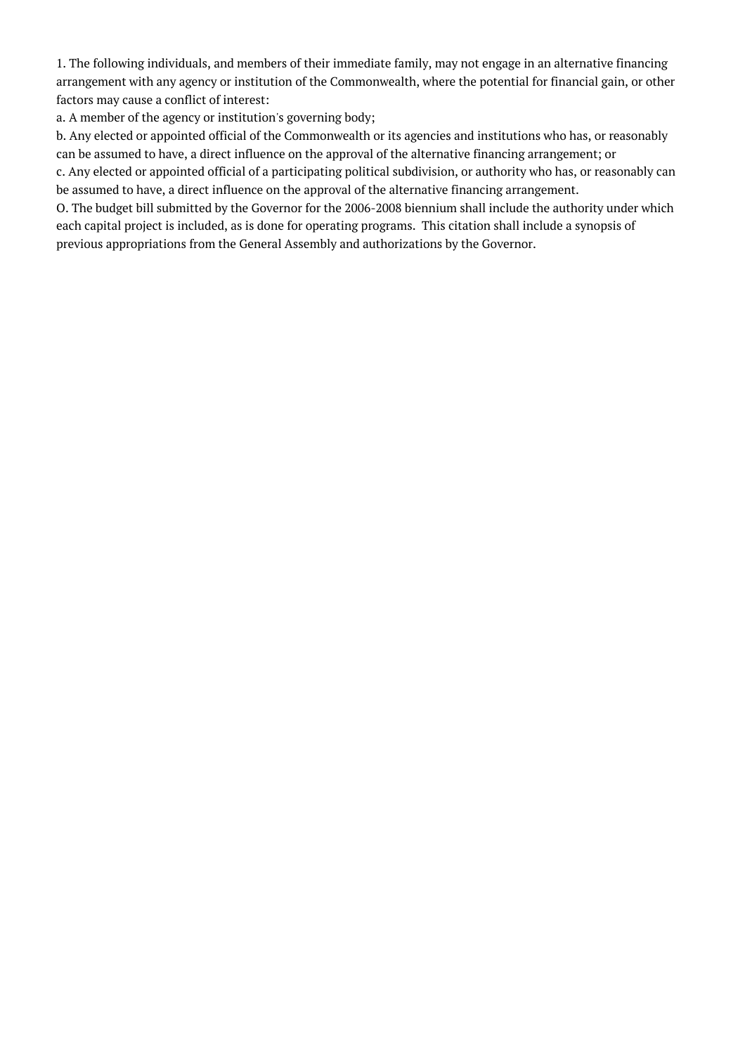1. The following individuals, and members of their immediate family, may not engage in an alternative financing arrangement with any agency or institution of the Commonwealth, where the potential for financial gain, or other factors may cause a conflict of interest:

a. A member of the agency or institution's governing body;

b. Any elected or appointed official of the Commonwealth or its agencies and institutions who has, or reasonably can be assumed to have, a direct influence on the approval of the alternative financing arrangement; or

c. Any elected or appointed official of a participating political subdivision, or authority who has, or reasonably can be assumed to have, a direct influence on the approval of the alternative financing arrangement.

O. The budget bill submitted by the Governor for the 2006-2008 biennium shall include the authority under which each capital project is included, as is done for operating programs. This citation shall include a synopsis of previous appropriations from the General Assembly and authorizations by the Governor.